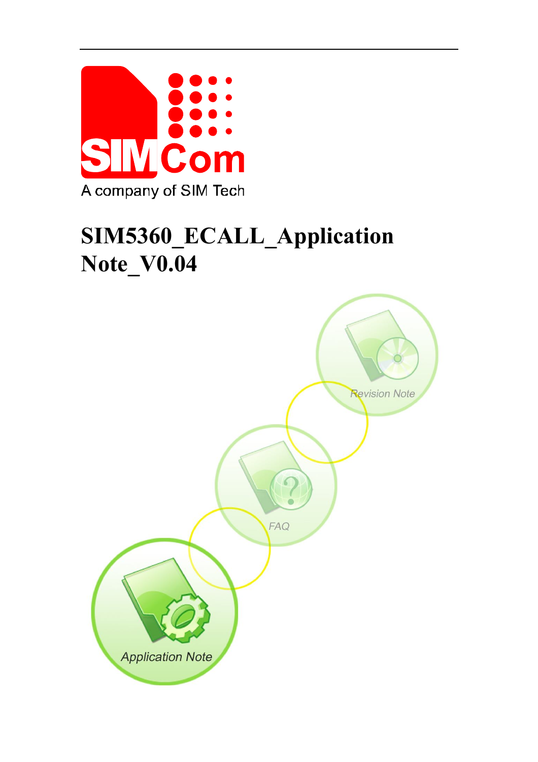SIMCom

A company of SIM Tech

# SIM5360_ECALL_Application Note_V0.04

Revision Note

FAQ

Application Note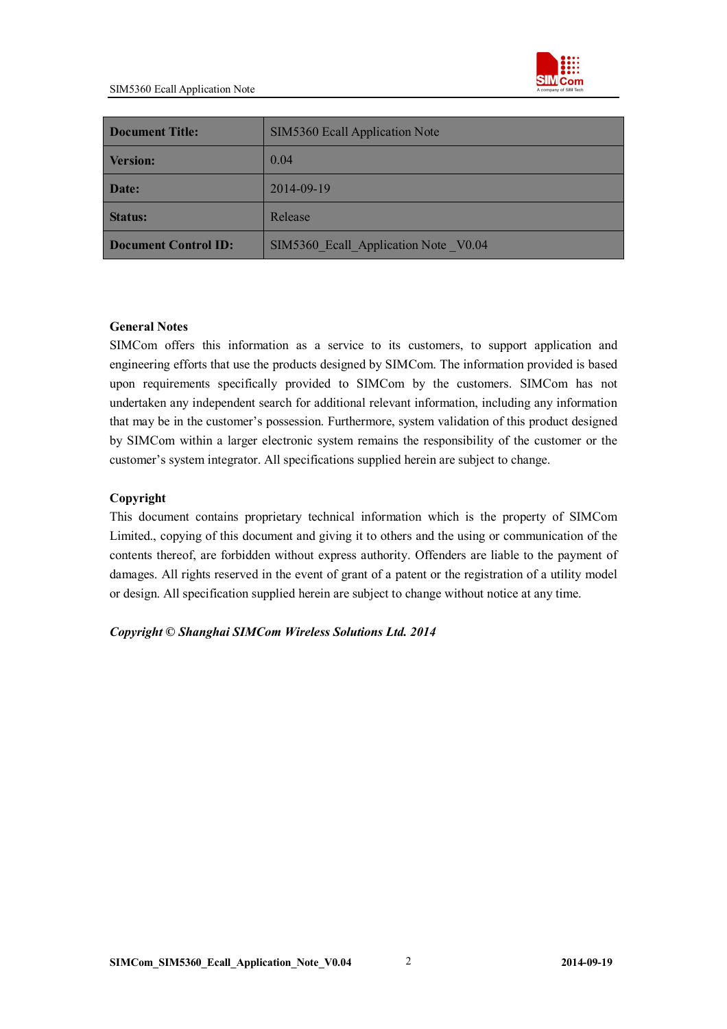| **Document Title:** | SIM5360 Ecall Application Note |
|---|---|
| **Version:** | 0.04 |
| **Date:** | 2014-09-19 |
| **Status:** | Release |
| **Document Control ID:** | SIM5360_Ecall_Application Note _V0.04 |

**General Notes**

SIMCom offers this information as a service to its customers, to support application and engineering efforts that use the products designed by SIMCom. The information provided is based upon requirements specifically provided to SIMCom by the customers. SIMCom has not undertaken any independent search for additional relevant information, including any information that may be in the customer's possession. Furthermore, system validation of this product designed by SIMCom within a larger electronic system remains the responsibility of the customer or the customer's system integrator. All specifications supplied herein are subject to change.

**Copyright**

This document contains proprietary technical information which is the property of SIMCom Limited., copying of this document and giving it to others and the using or communication of the contents thereof, are forbidden without express authority. Offenders are liable to the payment of damages. All rights reserved in the event of grant of a patent or the registration of a utility model or design. All specification supplied herein are subject to change without notice at any time.

***Copyright © Shanghai SIMCom Wireless Solutions Ltd. 2014***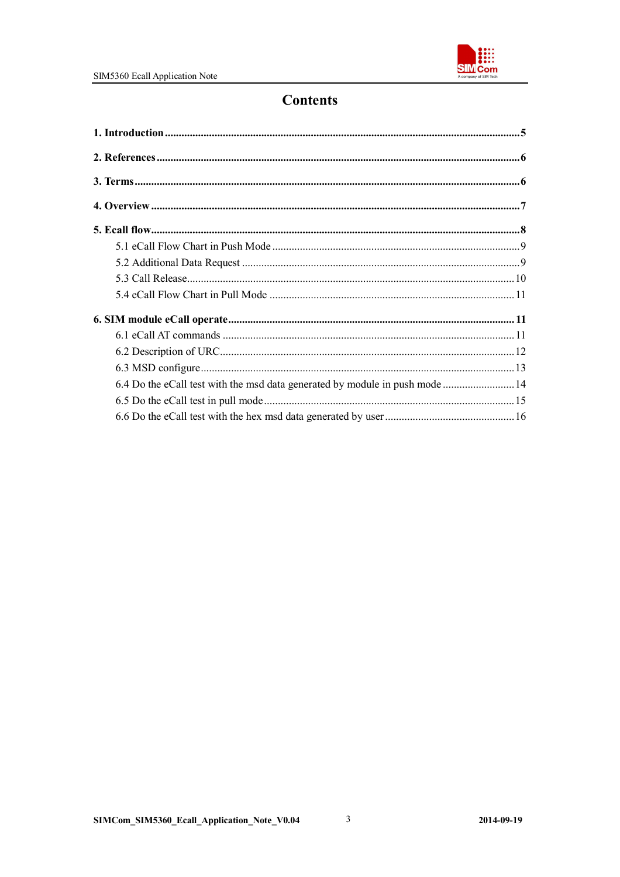# Contents

**1. Introduction** ........................................ **5**

**2. References** ........................................ **6**

**3. Terms** ........................................ **6**

**4. Overview** ........................................ **7**

**5. Ecall flow** ........................................ **8**

- 5.1 eCall Flow Chart in Push Mode ........................................ 9
- 5.2 Additional Data Request ........................................ 9
- 5.3 Call Release ........................................ 10
- 5.4 eCall Flow Chart in Pull Mode ........................................ 11

**6. SIM module eCall operate** ........................................ **11**

- 6.1 eCall AT commands ........................................ 11
- 6.2 Description of URC ........................................ 12
- 6.3 MSD configure ........................................ 13
- 6.4 Do the eCall test with the msd data generated by module in push mode ........................................ 14
- 6.5 Do the eCall test in pull mode ........................................ 15
- 6.6 Do the eCall test with the hex msd data generated by user ........................................ 16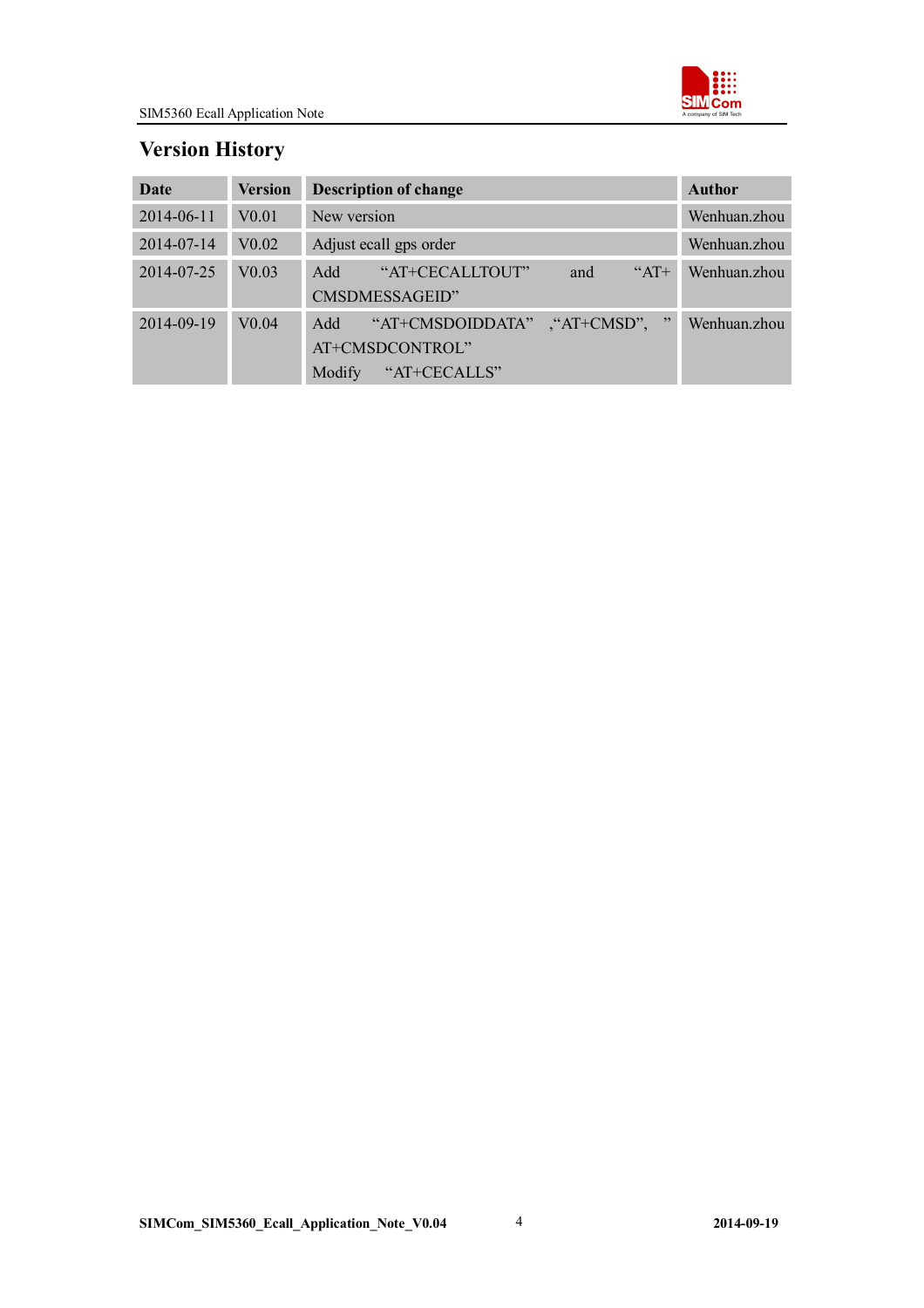## Version History

| Date | Version | Description of change | Author |
|---|---|---|---|
| 2014-06-11 | V0.01 | New version | Wenhuan.zhou |
| 2014-07-14 | V0.02 | Adjust ecall gps order | Wenhuan.zhou |
| 2014-07-25 | V0.03 | Add “AT+CECALLTOUT” and “AT+ CMSDMESSAGEID” | Wenhuan.zhou |
| 2014-09-19 | V0.04 | Add “AT+CMSDOIDDATA” ,“AT+CMSD”, ” AT+CMSDCONTROL” Modify “AT+CECALLS” | Wenhuan.zhou |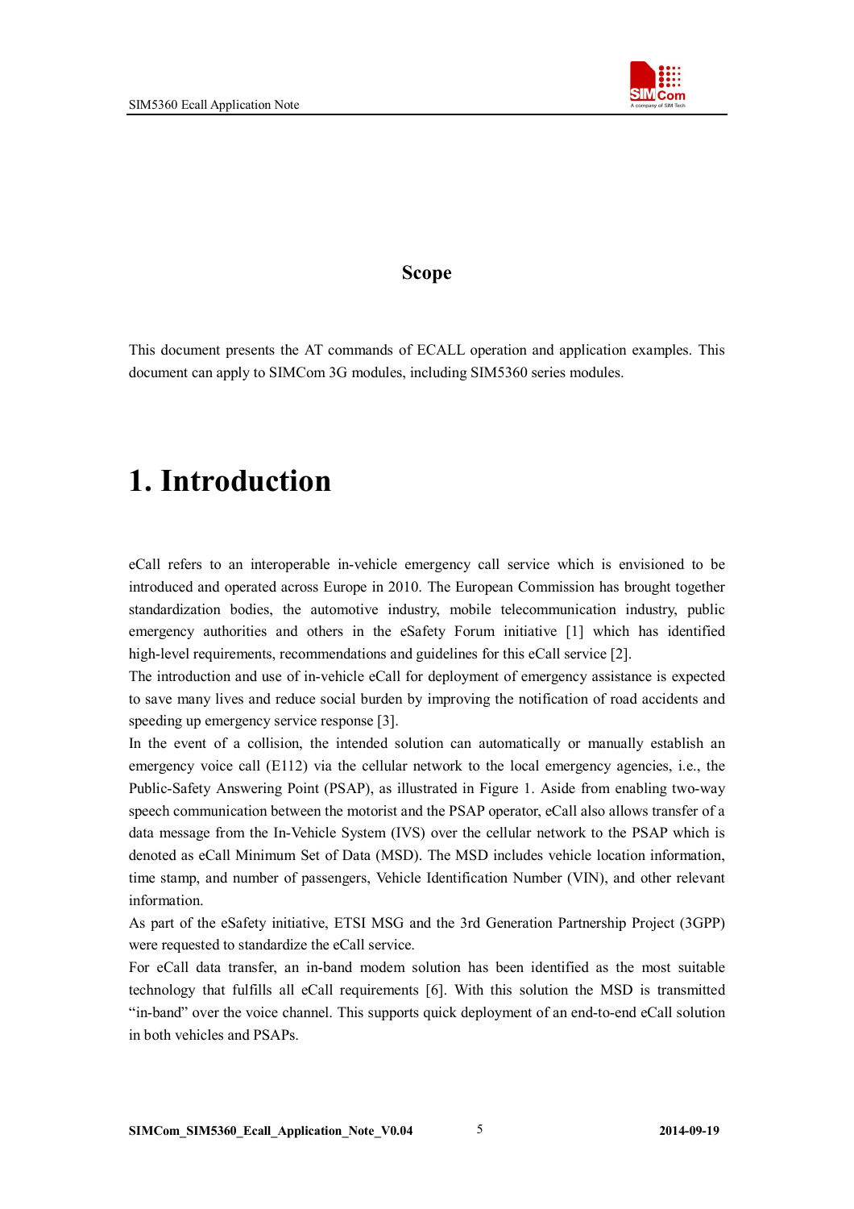## Scope

This document presents the AT commands of ECALL operation and application examples. This document can apply to SIMCom 3G modules, including SIM5360 series modules.

# 1. Introduction

eCall refers to an interoperable in-vehicle emergency call service which is envisioned to be introduced and operated across Europe in 2010. The European Commission has brought together standardization bodies, the automotive industry, mobile telecommunication industry, public emergency authorities and others in the eSafety Forum initiative [1] which has identified high-level requirements, recommendations and guidelines for this eCall service [2].

The introduction and use of in-vehicle eCall for deployment of emergency assistance is expected to save many lives and reduce social burden by improving the notification of road accidents and speeding up emergency service response [3].

In the event of a collision, the intended solution can automatically or manually establish an emergency voice call (E112) via the cellular network to the local emergency agencies, i.e., the Public-Safety Answering Point (PSAP), as illustrated in Figure 1. Aside from enabling two-way speech communication between the motorist and the PSAP operator, eCall also allows transfer of a data message from the In-Vehicle System (IVS) over the cellular network to the PSAP which is denoted as eCall Minimum Set of Data (MSD). The MSD includes vehicle location information, time stamp, and number of passengers, Vehicle Identification Number (VIN), and other relevant information.

As part of the eSafety initiative, ETSI MSG and the 3rd Generation Partnership Project (3GPP) were requested to standardize the eCall service.

For eCall data transfer, an in-band modem solution has been identified as the most suitable technology that fulfills all eCall requirements [6]. With this solution the MSD is transmitted "in-band" over the voice channel. This supports quick deployment of an end-to-end eCall solution in both vehicles and PSAPs.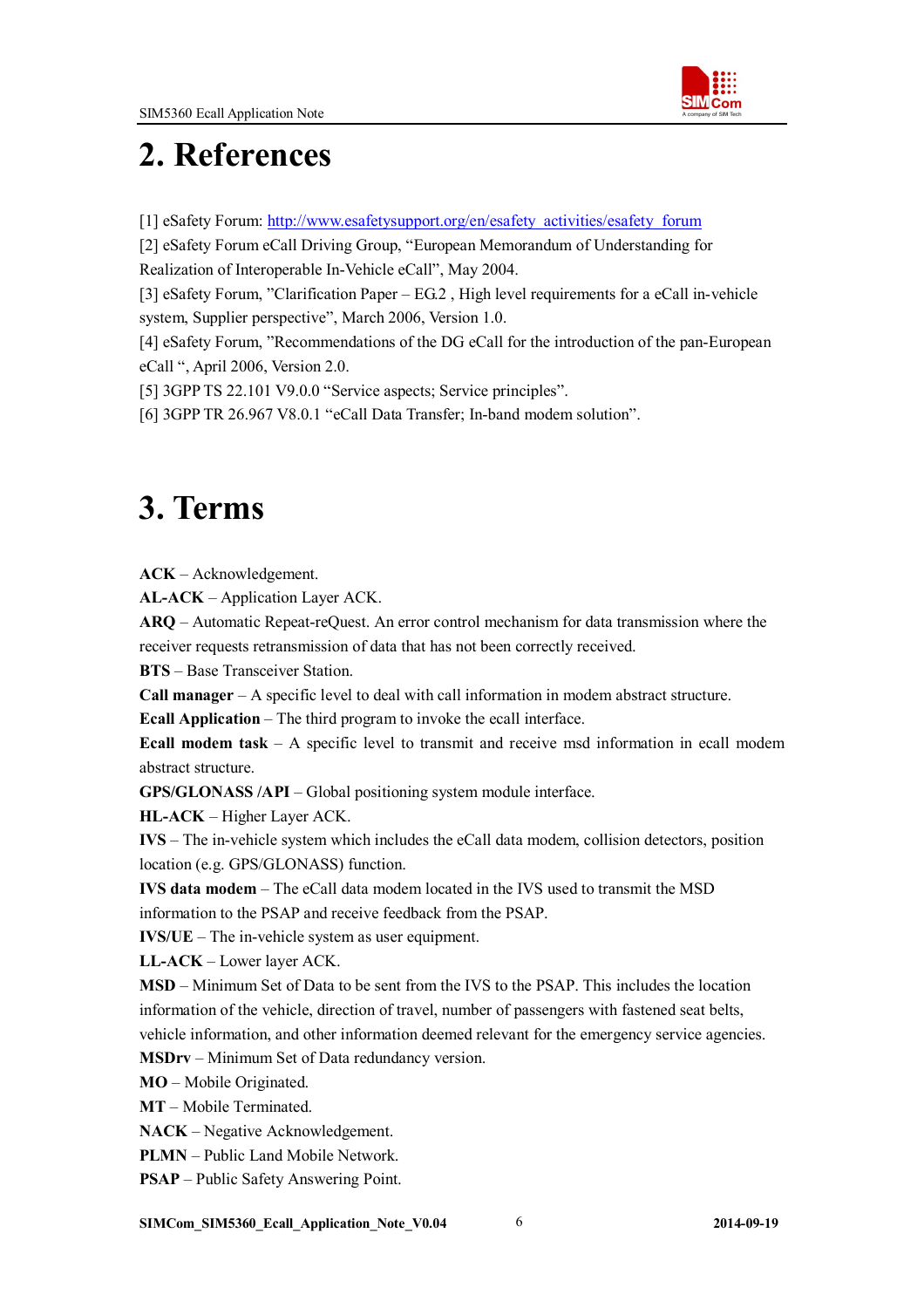# 2. References

[1] eSafety Forum: http://www.esafetysupport.org/en/esafety_activities/esafety_forum
[2] eSafety Forum eCall Driving Group, "European Memorandum of Understanding for Realization of Interoperable In-Vehicle eCall", May 2004.
[3] eSafety Forum, "Clarification Paper – EG.2 , High level requirements for a eCall in-vehicle system, Supplier perspective", March 2006, Version 1.0.
[4] eSafety Forum, "Recommendations of the DG eCall for the introduction of the pan-European eCall ", April 2006, Version 2.0.
[5] 3GPP TS 22.101 V9.0.0 "Service aspects; Service principles".
[6] 3GPP TR 26.967 V8.0.1 "eCall Data Transfer; In-band modem solution".

# 3. Terms

**ACK** – Acknowledgement.
**AL-ACK** – Application Layer ACK.
**ARQ** – Automatic Repeat-reQuest. An error control mechanism for data transmission where the receiver requests retransmission of data that has not been correctly received.
**BTS** – Base Transceiver Station.
**Call manager** – A specific level to deal with call information in modem abstract structure.
**Ecall Application** – The third program to invoke the ecall interface.
**Ecall modem task** – A specific level to transmit and receive msd information in ecall modem abstract structure.
**GPS/GLONASS /API** – Global positioning system module interface.
**HL-ACK** – Higher Layer ACK.
**IVS** – The in-vehicle system which includes the eCall data modem, collision detectors, position location (e.g. GPS/GLONASS) function.
**IVS data modem** – The eCall data modem located in the IVS used to transmit the MSD information to the PSAP and receive feedback from the PSAP.
**IVS/UE** – The in-vehicle system as user equipment.
**LL-ACK** – Lower layer ACK.
**MSD** – Minimum Set of Data to be sent from the IVS to the PSAP. This includes the location information of the vehicle, direction of travel, number of passengers with fastened seat belts, vehicle information, and other information deemed relevant for the emergency service agencies.
**MSDrv** – Minimum Set of Data redundancy version.
**MO** – Mobile Originated.
**MT** – Mobile Terminated.
**NACK** – Negative Acknowledgement.
**PLMN** – Public Land Mobile Network.
**PSAP** – Public Safety Answering Point.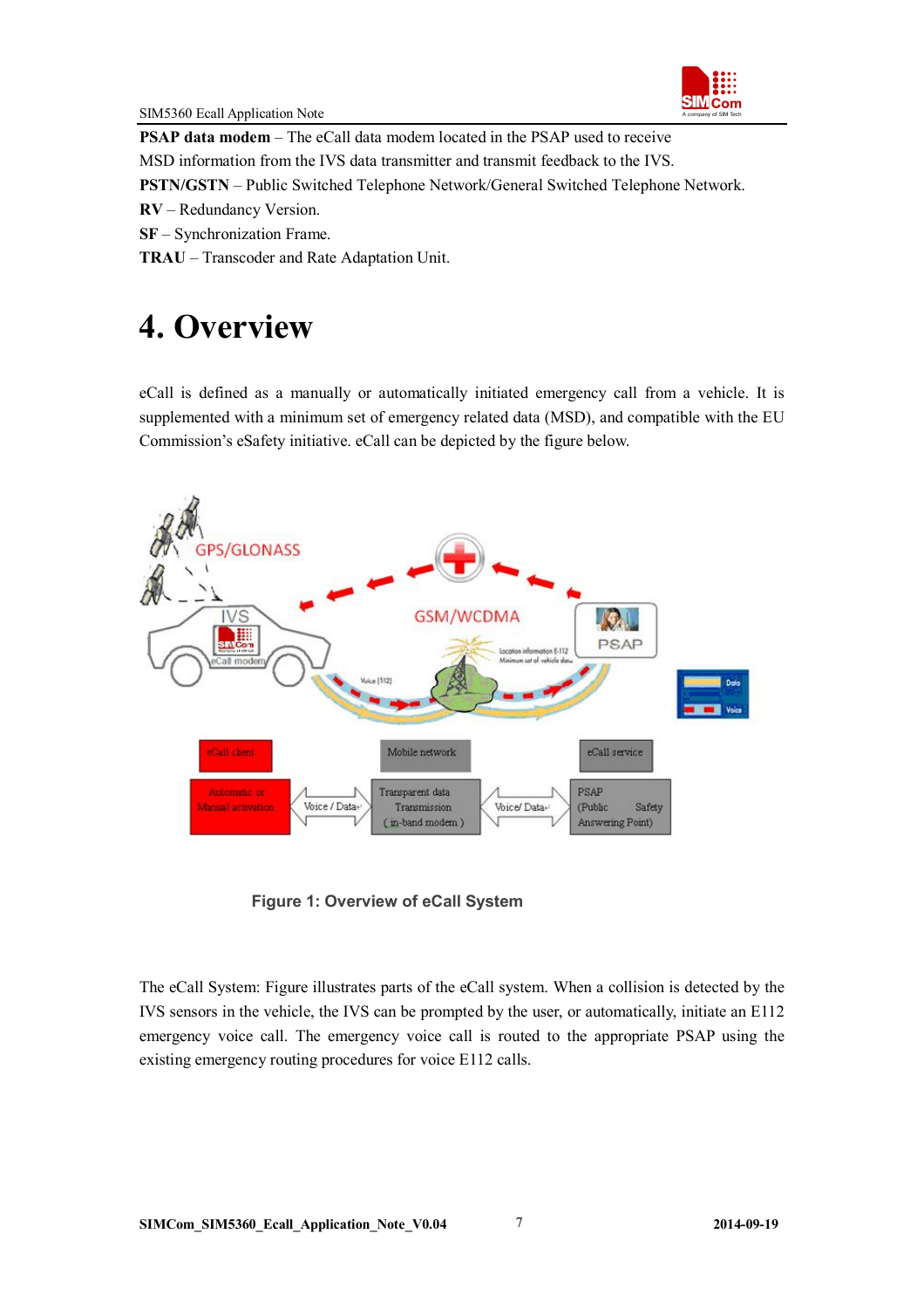**PSAP data modem** – The eCall data modem located in the PSAP used to receive MSD information from the IVS data transmitter and transmit feedback to the IVS.

**PSTN/GSTN** – Public Switched Telephone Network/General Switched Telephone Network.

**RV** – Redundancy Version.

**SF** – Synchronization Frame.

**TRAU** – Transcoder and Rate Adaptation Unit.

# 4. Overview

eCall is defined as a manually or automatically initiated emergency call from a vehicle. It is supplemented with a minimum set of emergency related data (MSD), and compatible with the EU Commission's eSafety initiative. eCall can be depicted by the figure below.

**Figure 1: Overview of eCall System**

The eCall System: Figure illustrates parts of the eCall system. When a collision is detected by the IVS sensors in the vehicle, the IVS can be prompted by the user, or automatically, initiate an E112 emergency voice call. The emergency voice call is routed to the appropriate PSAP using the existing emergency routing procedures for voice E112 calls.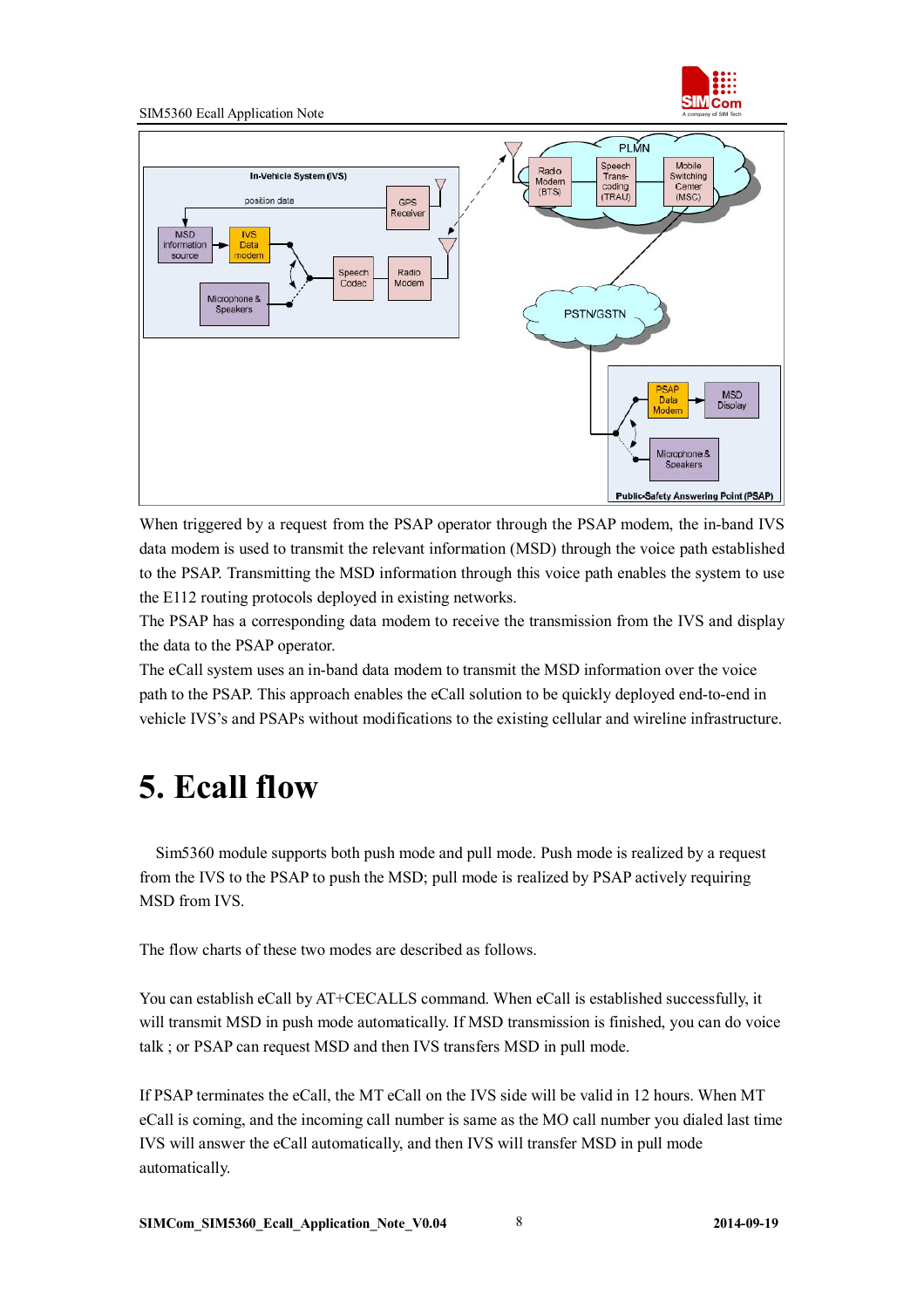When triggered by a request from the PSAP operator through the PSAP modem, the in-band IVS data modem is used to transmit the relevant information (MSD) through the voice path established to the PSAP. Transmitting the MSD information through this voice path enables the system to use the E112 routing protocols deployed in existing networks.

The PSAP has a corresponding data modem to receive the transmission from the IVS and display the data to the PSAP operator.

The eCall system uses an in-band data modem to transmit the MSD information over the voice path to the PSAP. This approach enables the eCall solution to be quickly deployed end-to-end in vehicle IVS's and PSAPs without modifications to the existing cellular and wireline infrastructure.

# 5. Ecall flow

Sim5360 module supports both push mode and pull mode. Push mode is realized by a request from the IVS to the PSAP to push the MSD; pull mode is realized by PSAP actively requiring MSD from IVS.

The flow charts of these two modes are described as follows.

You can establish eCall by AT+CECALLS command. When eCall is established successfully, it will transmit MSD in push mode automatically. If MSD transmission is finished, you can do voice talk ; or PSAP can request MSD and then IVS transfers MSD in pull mode.

If PSAP terminates the eCall, the MT eCall on the IVS side will be valid in 12 hours. When MT eCall is coming, and the incoming call number is same as the MO call number you dialed last time IVS will answer the eCall automatically, and then IVS will transfer MSD in pull mode automatically.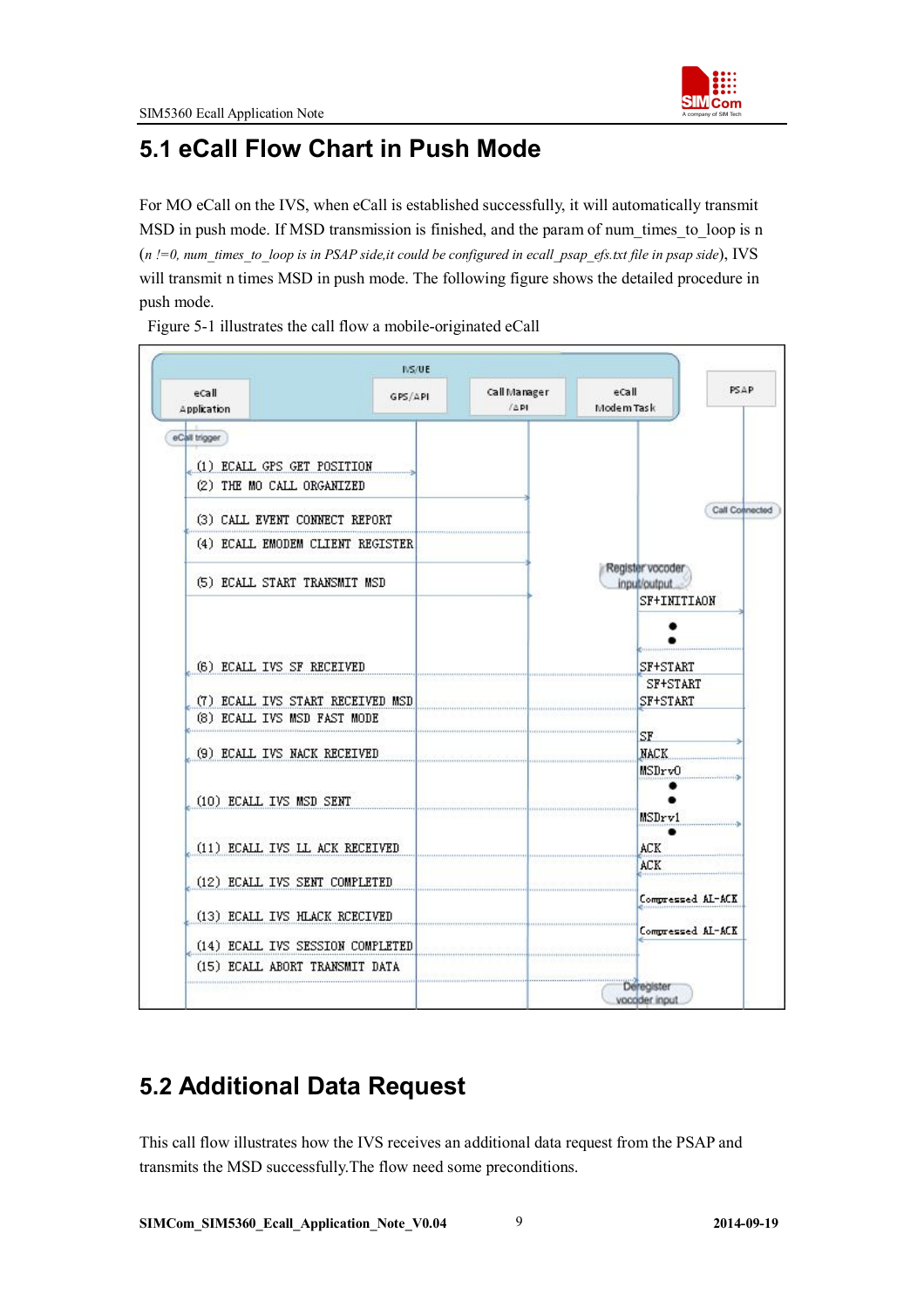## 5.1 eCall Flow Chart in Push Mode

For MO eCall on the IVS, when eCall is established successfully, it will automatically transmit MSD in push mode. If MSD transmission is finished, and the param of num_times_to_loop is n (*n !=0, num_times_to_loop is in PSAP side,it could be configured in ecall_psap_efs.txt file in psap side*), IVS will transmit n times MSD in push mode. The following figure shows the detailed procedure in push mode.

Figure 5-1 illustrates the call flow a mobile-originated eCall

IVS/UE

| eCall Application | GPS/API | Call Manager /API | eCall Modem Task | PSAP |
|---|---|---|---|---|

eCall trigger

(1) ECALL GPS GET POSITION
(2) THE MO CALL ORGANIZED
Call Connected
(3) CALL EVENT CONNECT REPORT
(4) ECALL EMODEM CLIENT REGISTER
Register vocoder input/output
(5) ECALL START TRANSMIT MSD
SF+INITIAON
(6) ECALL IVS SF RECEIVED
SF+START
SF+START
(7) ECALL IVS START RECEIVED MSD
SF+START
(8) ECALL IVS MSD FAST MODE
SF
(9) ECALL IVS NACK RECEIVED
NACK
MSDrv0
(10) ECALL IVS MSD SENT
MSDrv1
(11) ECALL IVS LL ACK RECEIVED
ACK
ACK
(12) ECALL IVS SENT COMPLETED
Compressed AL-ACK
(13) ECALL IVS HLACK RCECIVED
Compressed AL-ACK
(14) ECALL IVS SESSION COMPLETED
(15) ECALL ABORT TRANSMIT DATA
Deregister vocoder input

## 5.2 Additional Data Request

This call flow illustrates how the IVS receives an additional data request from the PSAP and transmits the MSD successfully.The flow need some preconditions.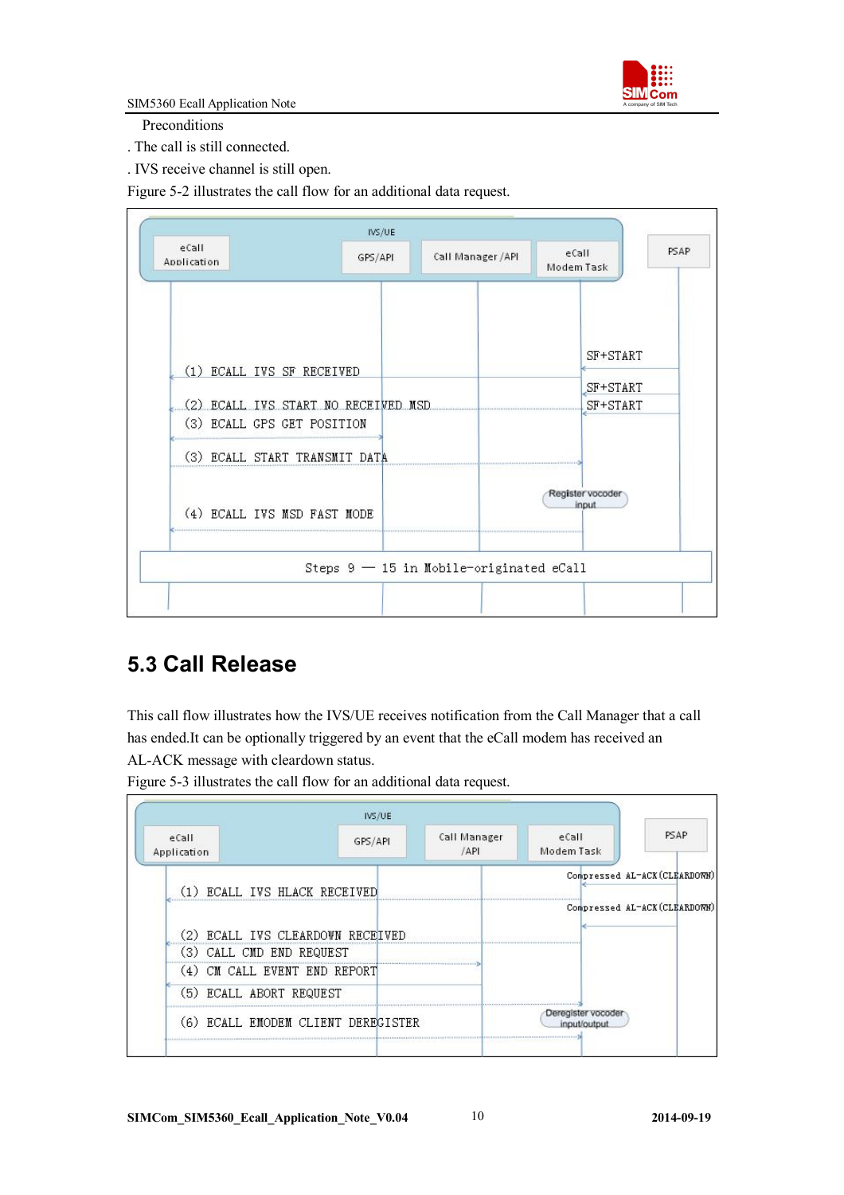Preconditions

. The call is still connected.

. IVS receive channel is still open.

Figure 5-2 illustrates the call flow for an additional data request.

IVS/UE

eCall Application | GPS/API | Call Manager /API | eCall Modem Task | PSAP

SF+START

(1) ECALL IVS SF RECEIVED

SF+START

(2) ECALL IVS START NO RECEIVED MSD

SF+START

(3) ECALL GPS GET POSITION

(3) ECALL START TRANSMIT DATA

Register vocoder input

(4) ECALL IVS MSD FAST MODE

Steps 9 — 15 in Mobile-originated eCall

## 5.3 Call Release

This call flow illustrates how the IVS/UE receives notification from the Call Manager that a call has ended.It can be optionally triggered by an event that the eCall modem has received an AL-ACK message with cleardown status.

Figure 5-3 illustrates the call flow for an additional data request.

IVS/UE

eCall Application | GPS/API | Call Manager /API | eCall Modem Task | PSAP

Compressed AL-ACK(CLEARDOWN)

(1) ECALL IVS HLACK RECEIVED

Compressed AL-ACK(CLEARDOWN)

(2) ECALL IVS CLEARDOWN RECEIVED

(3) CALL CMD END REQUEST

(4) CM CALL EVENT END REPORT

(5) ECALL ABORT REQUEST

Deregister vocoder input/output

(6) ECALL EMODEM CLIENT DEREGISTER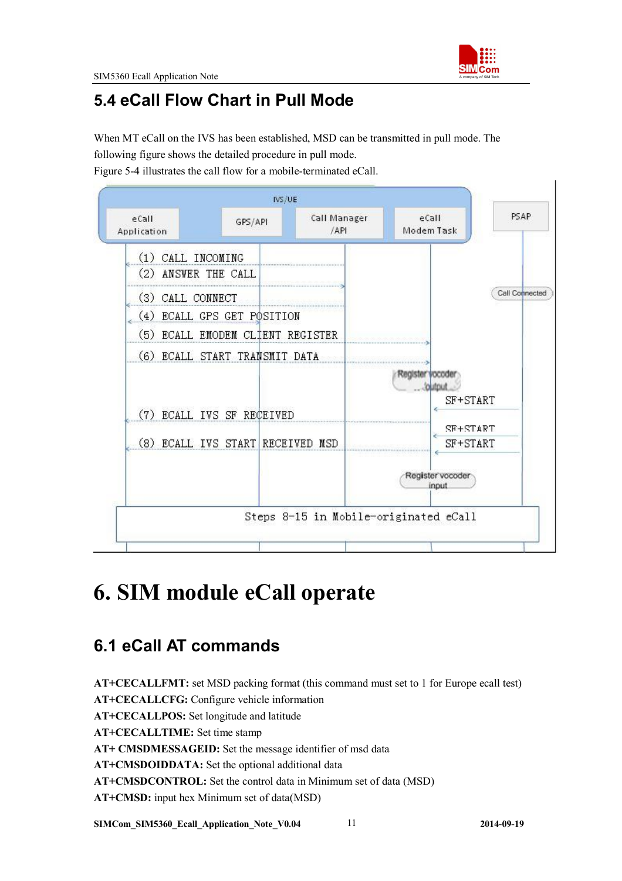## 5.4 eCall Flow Chart in Pull Mode

When MT eCall on the IVS has been established, MSD can be transmitted in pull mode. The following figure shows the detailed procedure in pull mode.
Figure 5-4 illustrates the call flow for a mobile-terminated eCall.

```
IVS/UE: eCall Application | GPS/API | Call Manager/API | eCall Modem Task        PSAP

(1) CALL INCOMING
(2) ANSWER THE CALL
                                                                    Call Connected
(3) CALL CONNECT
(4) ECALL GPS GET POSITION
(5) ECALL EMODEM CLIENT REGISTER
(6) ECALL START TRANSMIT DATA
                                              Register vocoder output
                                                                    SF+START
(7) ECALL IVS SF RECEIVED
                                                                    SF+START
(8) ECALL IVS START RECEIVED MSD                                    SF+START
                                              Register vocoder input

Steps 8-15 in Mobile-originated eCall
```

# 6. SIM module eCall operate

## 6.1 eCall AT commands

**AT+CECALLFMT:** set MSD packing format (this command must set to 1 for Europe ecall test)
**AT+CECALLCFG:** Configure vehicle information
**AT+CECALLPOS:** Set longitude and latitude
**AT+CECALLTIME:** Set time stamp
**AT+ CMSDMESSAGEID:** Set the message identifier of msd data
**AT+CMSDOIDDATA:** Set the optional additional data
**AT+CMSDCONTROL:** Set the control data in Minimum set of data (MSD)
**AT+CMSD:** input hex Minimum set of data(MSD)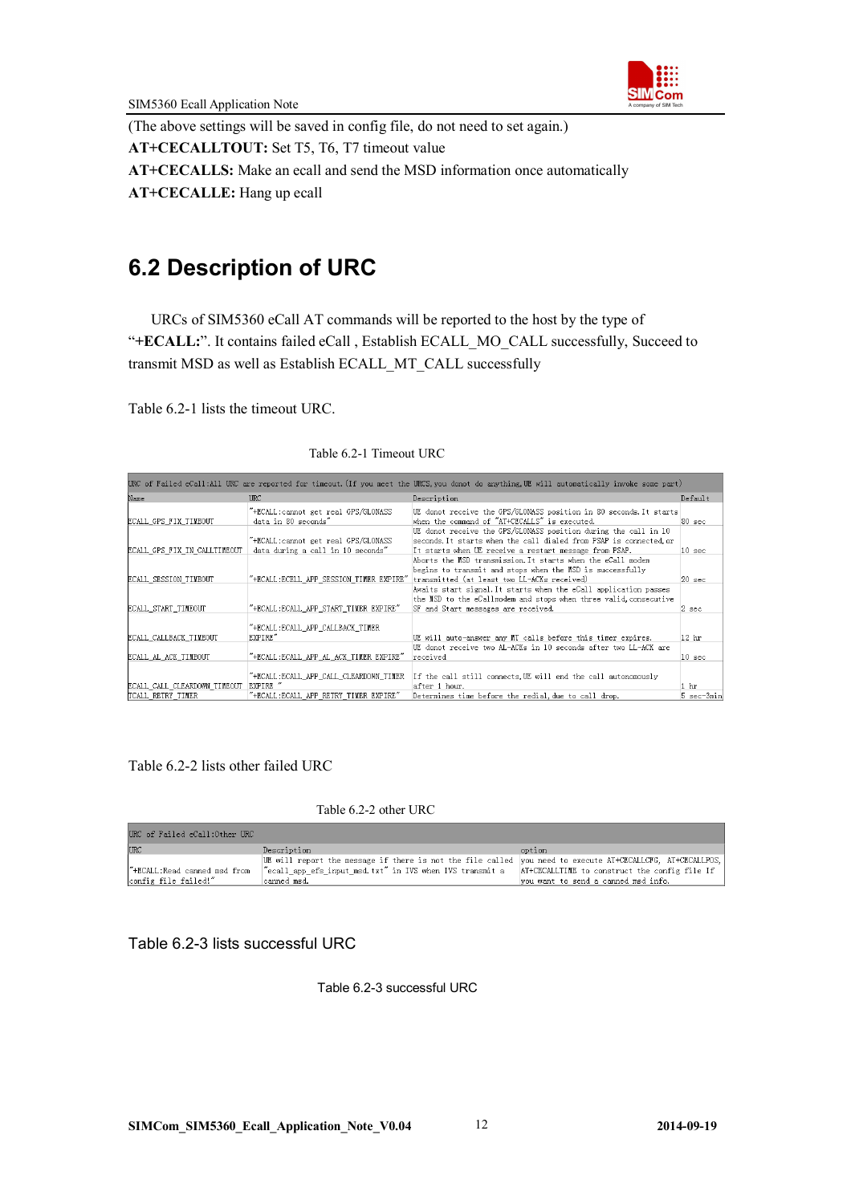(The above settings will be saved in config file, do not need to set again.)

**AT+CECALLTOUT:** Set T5, T6, T7 timeout value

**AT+CECALLS:** Make an ecall and send the MSD information once automatically

**AT+CECALLE:** Hang up ecall

## 6.2 Description of URC

URCs of SIM5360 eCall AT commands will be reported to the host by the type of "**+ECALL:**". It contains failed eCall , Establish ECALL_MO_CALL successfully, Succeed to transmit MSD as well as Establish ECALL_MT_CALL successfully

Table 6.2-1 lists the timeout URC.

Table 6.2-1 Timeout URC

| URC of Failed eCall:All URC are reported for timeout.(If you meet the URCS,you donot do anything,UE will automatically invoke some part) | | | |
|---|---|---|---|
| Name | URC | Description | Default |
| ECALL_GPS_FIX_TIMEOUT | "+ECALL:cannot get real GPS/GLONASS data in 80 seconds" | UE donot receive the GPS/GLONASS position in 80 seconds.It starts when the command of "AT+CECALLS" is executed. | 80 sec |
| ECALL_GPS_FIX_IN_CALLTIMEOUT | "+ECALL:cannot get real GPS/GLONASS data during a call in 10 seconds" | UE donot receive the GPS/GLONASS position during the call in 10 seconds.It starts when the call dialed from PSAP is connected,or It starts when UE receive a restart message from PSAP. | 10 sec |
| ECALL_SESSION_TIMEOUT | "+ECALL:ECALL_APP_SESSION_TIMER EXPIRE" | Aborts the MSD transmission.It starts when the eCall modem begins to transmit and stops when the MSD is successfully transmitted (at least two LL-ACKs received) | 20 sec |
| ECALL_START_TIMEOUT | "+ECALL:ECALL_APP_START_TIMER EXPIRE" | Awaits start signal.It starts when the eCall application passes the MSD to the eCallmodem and stops when three valid,consecutive SF and Start messages are received. | 2 sec |
| ECALL_CALLBACK_TIMEOUT | "+ECALL:ECALL_APP_CALLBACK_TIMER EXPIRE" | UE will auto-answer any MT calls before this timer expires. | 12 hr |
| ECALL_AL_ACK_TIMEOUT | "+ECALL:ECALL_APP_AL_ACK_TIMER EXPIRE" | UE donot receive two AL-ACKs in 10 seconds after two LL-ACK are received | 10 sec |
| ECALL_CALL_CLEARDOWN_TIMEOUT | "+ECALL:ECALL_APP_CALL_CLEARDOWN_TIMER EXPIRE " | If the call still connects,UE will end the call autonomously after 1 hour. | 1 hr |
| ECALL_RETRY_TIMER | "+ECALL:ECALL_APP_RETRY_TIMER EXPIRE" | Determines time before the redial,due to call drop. | 5 sec~3min |

Table 6.2-2 lists other failed URC

Table 6.2-2 other URC

| URC of Failed eCall:Other URC | | |
|---|---|---|
| URC | Description | option |
| "+ECALL:Read canned msd from config file failed!" | UE will report the message if there is not the file called "ecall_app_efs_input_msd.txt" in IVS when IVS transmit a canned msd. | you need to execute AT+CECALLCFG, AT+CECALLPOS, AT+CECALLTIME to construct the config file If you want to send a canned msd info. |

Table 6.2-3 lists successful URC

Table 6.2-3 successful URC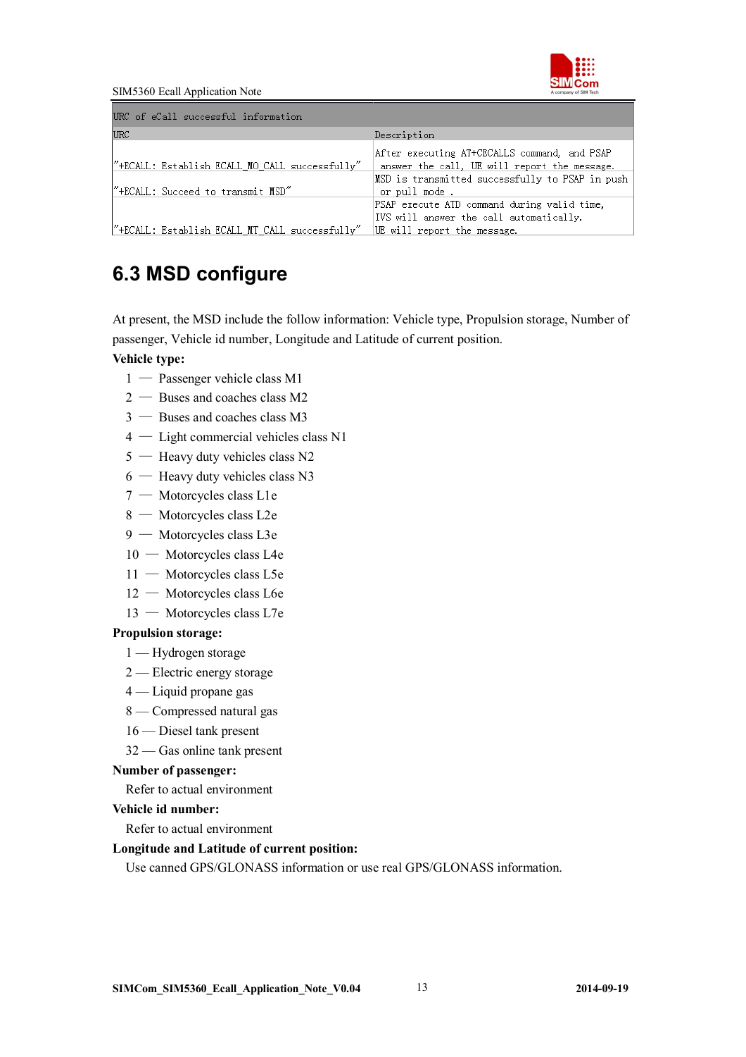| URC of eCall successful information | |
|---|---|
| URC | Description |
| "+ECALL: Establish ECALL_MO_CALL successfully" | After executing AT+CECALLS command, and PSAP answer the call, UE will report the message. |
| "+ECALL: Succeed to transmit MSD" | MSD is transmitted successfully to PSAP in push or pull mode . |
| "+ECALL: Establish ECALL_MT_CALL successfully" | PSAP execute ATD command during valid time, IVS will answer the call automatically. UE will report the message. |

## 6.3 MSD configure

At present, the MSD include the follow information: Vehicle type, Propulsion storage, Number of passenger, Vehicle id number, Longitude and Latitude of current position.

**Vehicle type:**

1 — Passenger vehicle class M1
2 — Buses and coaches class M2
3 — Buses and coaches class M3
4 — Light commercial vehicles class N1
5 — Heavy duty vehicles class N2
6 — Heavy duty vehicles class N3
7 — Motorcycles class L1e
8 — Motorcycles class L2e
9 — Motorcycles class L3e
10 — Motorcycles class L4e
11 — Motorcycles class L5e
12 — Motorcycles class L6e
13 — Motorcycles class L7e

**Propulsion storage:**

1 — Hydrogen storage
2 — Electric energy storage
4 — Liquid propane gas
8 — Compressed natural gas
16 — Diesel tank present
32 — Gas online tank present

**Number of passenger:**

Refer to actual environment

**Vehicle id number:**

Refer to actual environment

**Longitude and Latitude of current position:**

Use canned GPS/GLONASS information or use real GPS/GLONASS information.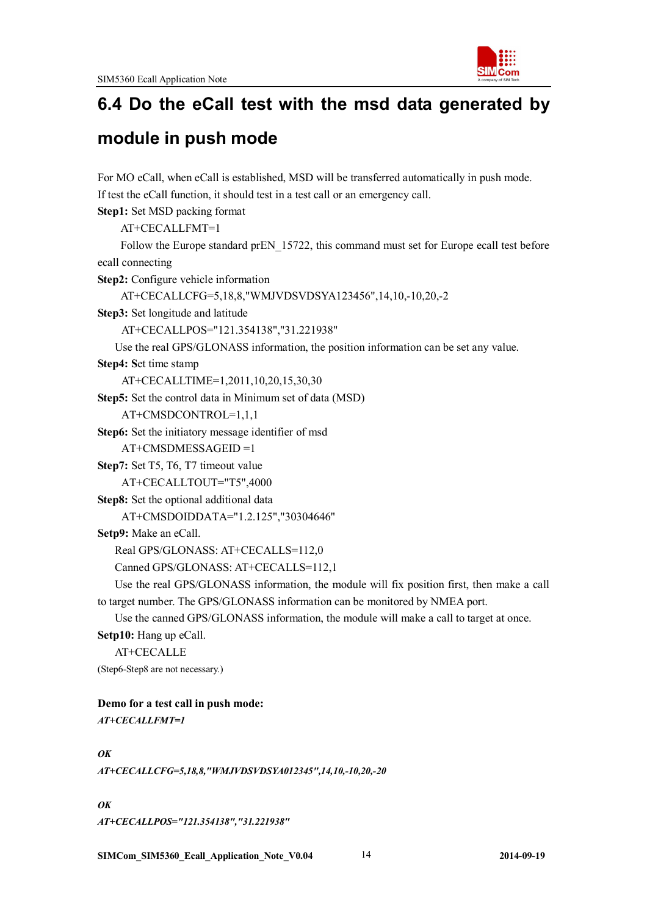## 6.4 Do the eCall test with the msd data generated by module in push mode

For MO eCall, when eCall is established, MSD will be transferred automatically in push mode. If test the eCall function, it should test in a test call or an emergency call.

**Step1:** Set MSD packing format

AT+CECALLFMT=1

Follow the Europe standard prEN_15722, this command must set for Europe ecall test before ecall connecting

**Step2:** Configure vehicle information

AT+CECALLCFG=5,18,8,"WMJVDSVDSYA123456",14,10,-10,20,-2

**Step3:** Set longitude and latitude

AT+CECALLPOS="121.354138","31.221938"

Use the real GPS/GLONASS information, the position information can be set any value.

**Step4: S**et time stamp

AT+CECALLTIME=1,2011,10,20,15,30,30

**Step5:** Set the control data in Minimum set of data (MSD)

AT+CMSDCONTROL=1,1,1

**Step6:** Set the initiatory message identifier of msd

AT+CMSDMESSAGEID =1

**Step7:** Set T5, T6, T7 timeout value

AT+CECALLTOUT="T5",4000

**Step8:** Set the optional additional data

AT+CMSDOIDDATA="1.2.125","30304646"

**Setp9:** Make an eCall.

Real GPS/GLONASS: AT+CECALLS=112,0

Canned GPS/GLONASS: AT+CECALLS=112,1

Use the real GPS/GLONASS information, the module will fix position first, then make a call to target number. The GPS/GLONASS information can be monitored by NMEA port.

Use the canned GPS/GLONASS information, the module will make a call to target at once.

**Setp10:** Hang up eCall.

AT+CECALLE

(Step6-Step8 are not necessary.)

**Demo for a test call in push mode:**

***AT+CECALLFMT=1***

***OK***

***AT+CECALLCFG=5,18,8,"WMJVDSVDSYA012345",14,10,-10,20,-20***

***OK***

***AT+CECALLPOS="121.354138","31.221938"***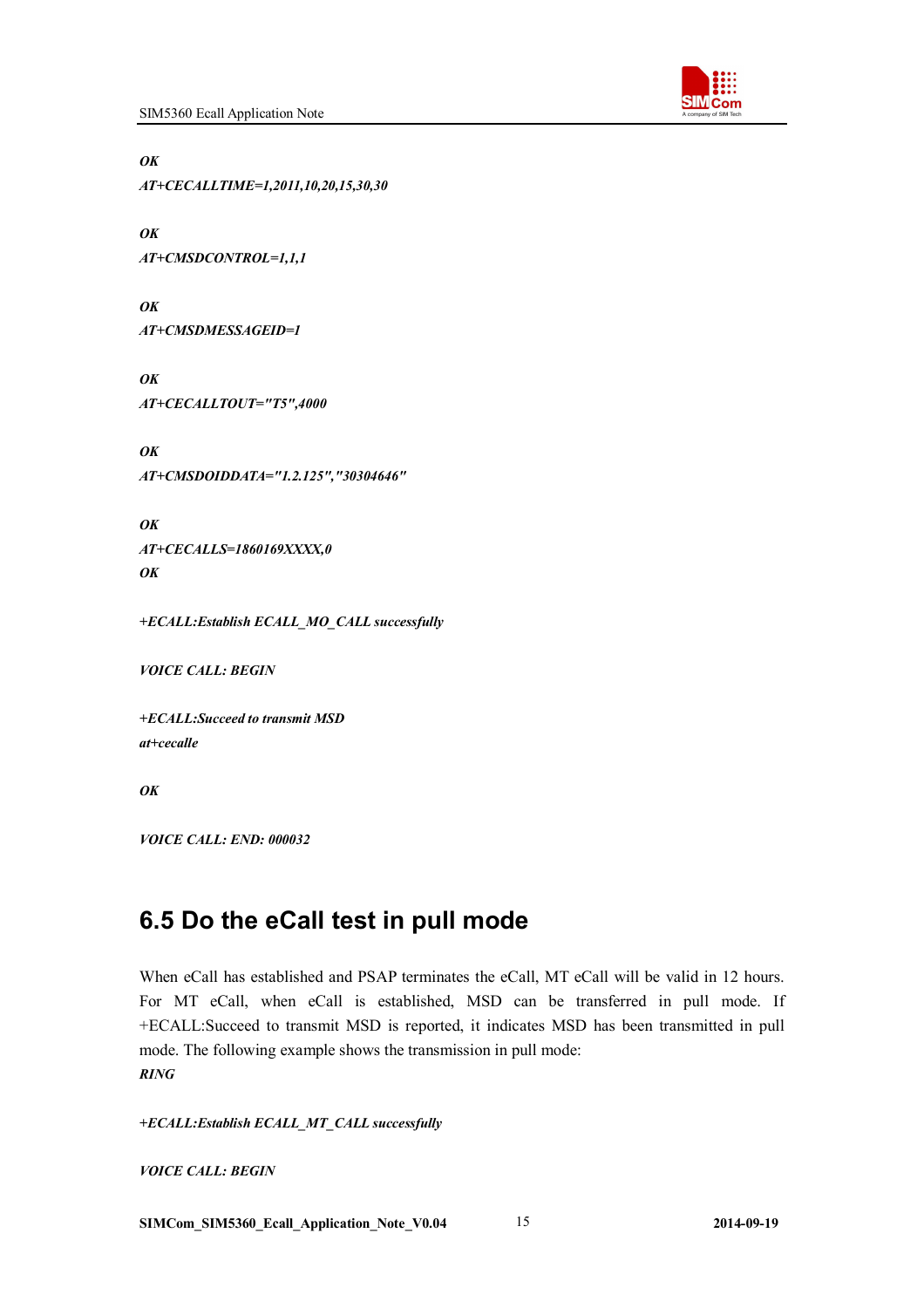***OK***

***AT+CECALLTIME=1,2011,10,20,15,30,30***

***OK***

***AT+CMSDCONTROL=1,1,1***

***OK***

***AT+CMSDMESSAGEID=1***

***OK***

***AT+CECALLTOUT="T5",4000***

***OK***

***AT+CMSDOIDDATA="1.2.125","30304646"***

***OK***

***AT+CECALLS=1860169XXXX,0***

***OK***

***+ECALL:Establish ECALL_MO_CALL successfully***

***VOICE CALL: BEGIN***

***+ECALL:Succeed to transmit MSD***

***at+cecalle***

***OK***

***VOICE CALL: END: 000032***

## 6.5 Do the eCall test in pull mode

When eCall has established and PSAP terminates the eCall, MT eCall will be valid in 12 hours. For MT eCall, when eCall is established, MSD can be transferred in pull mode. If +ECALL:Succeed to transmit MSD is reported, it indicates MSD has been transmitted in pull mode. The following example shows the transmission in pull mode:

***RING***

***+ECALL:Establish ECALL_MT_CALL successfully***

***VOICE CALL: BEGIN***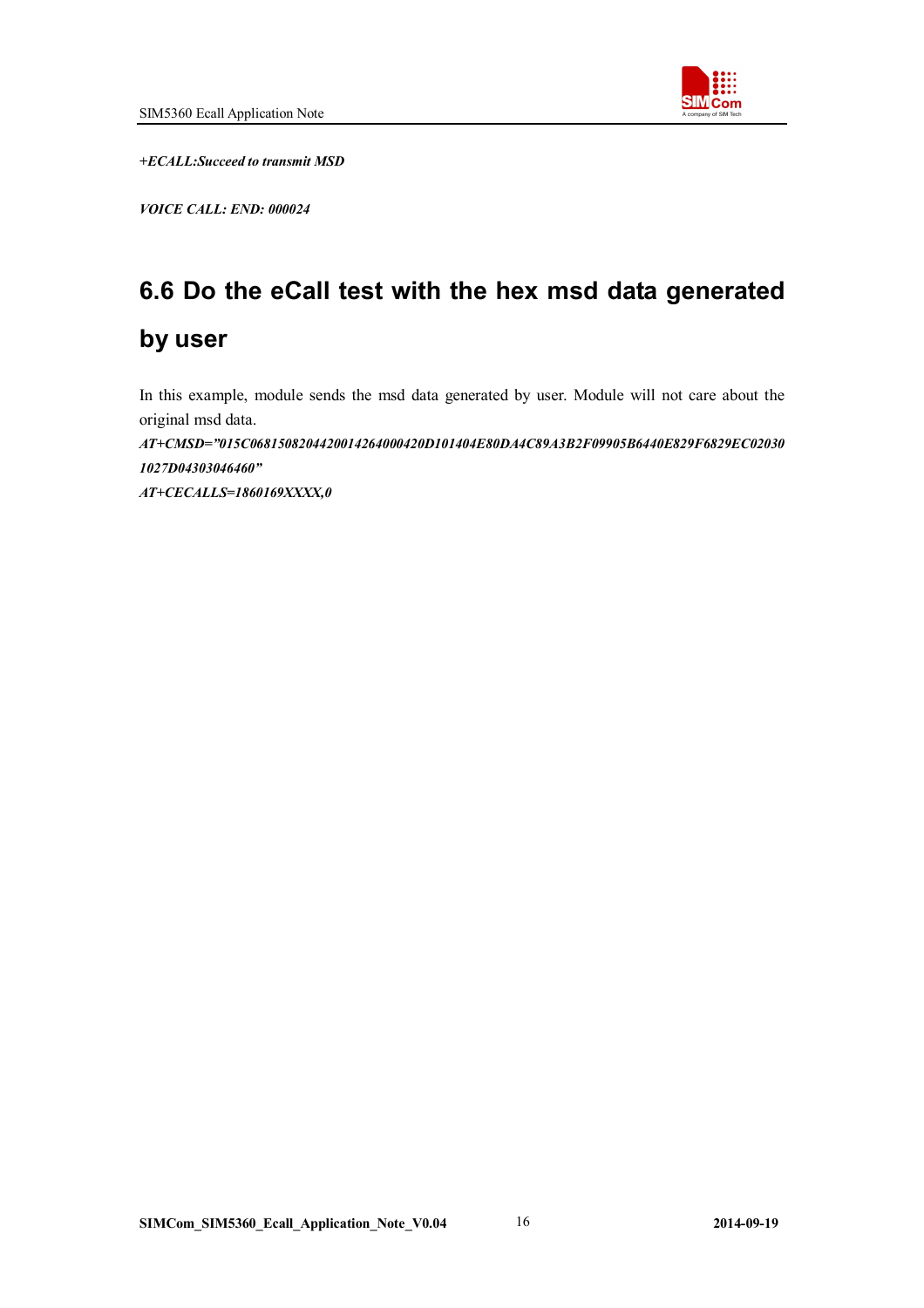*+ECALL:Succeed to transmit MSD*

*VOICE CALL: END: 000024*

## 6.6 Do the eCall test with the hex msd data generated by user

In this example, module sends the msd data generated by user. Module will not care about the original msd data.

*AT+CMSD="015C06815082044200142640004 20D101404E80DA4C89A3B2F09905B6440E829F6829EC020301027D04303046460"*

*AT+CECALLS=1860169XXXX,0*

*+ECALL:Succeed to transmit MSD*

*VOICE CALL: END: 000024*

## 6.6 Do the eCall test with the hex msd data generated by user

In this example, module sends the msd data generated by user. Module will not care about the original msd data.

*AT+CMSD="015C0681508204420014264000420D101404E80DA4C89A3B2F09905B6440E829F6829EC020301027D04303046460"*

*AT+CECALLS=1860169XXXX,0*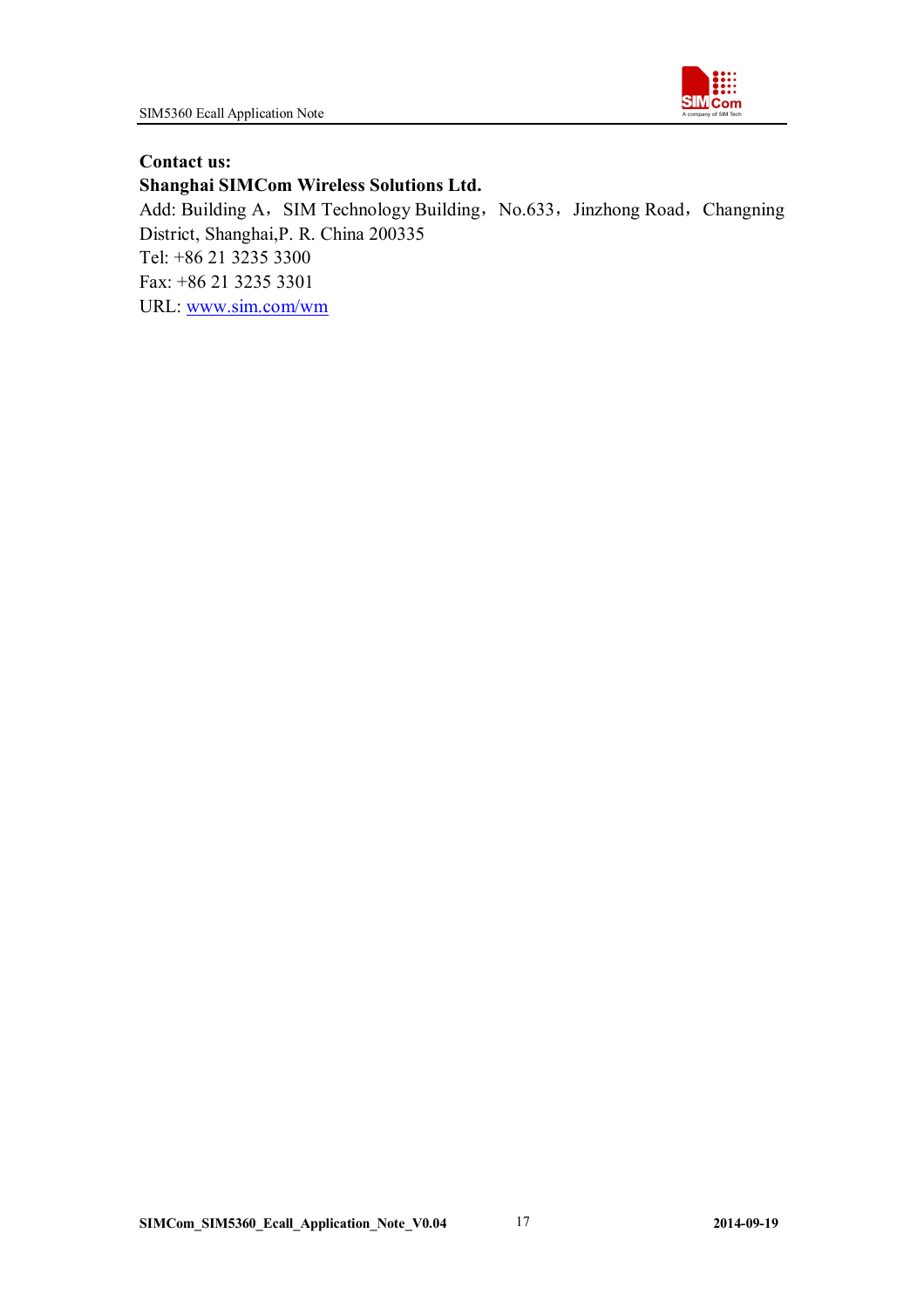**Contact us:**

**Shanghai SIMCom Wireless Solutions Ltd.**

Add: Building A，SIM Technology Building，No.633，Jinzhong Road，Changning District, Shanghai,P. R. China 200335

Tel: +86 21 3235 3300

Fax: +86 21 3235 3301

URL: www.sim.com/wm